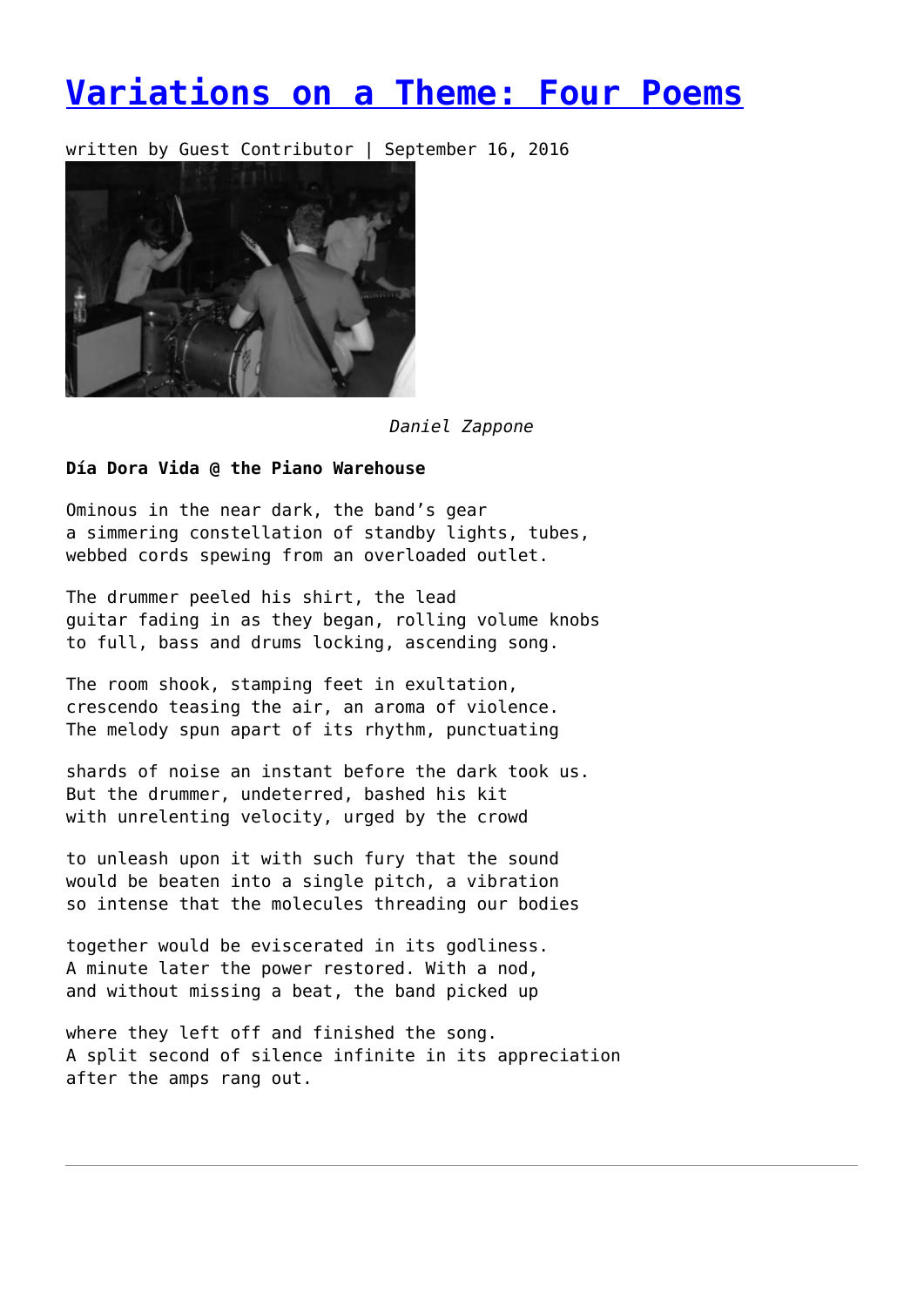# Variations on a Theme: Four Poems

written by Guest Contributor | September 16, 2016

*Daniel Zappone*

**Día Dora Vida @ the Piano Warehouse**

Ominous in the near dark, the band's gear
a simmering constellation of standby lights, tubes,
webbed cords spewing from an overloaded outlet.

The drummer peeled his shirt, the lead
guitar fading in as they began, rolling volume knobs
to full, bass and drums locking, ascending song.

The room shook, stamping feet in exultation,
crescendo teasing the air, an aroma of violence.
The melody spun apart of its rhythm, punctuating

shards of noise an instant before the dark took us.
But the drummer, undeterred, bashed his kit
with unrelenting velocity, urged by the crowd

to unleash upon it with such fury that the sound
would be beaten into a single pitch, a vibration
so intense that the molecules threading our bodies

together would be eviscerated in its godliness.
A minute later the power restored. With a nod,
and without missing a beat, the band picked up

where they left off and finished the song.
A split second of silence infinite in its appreciation
after the amps rang out.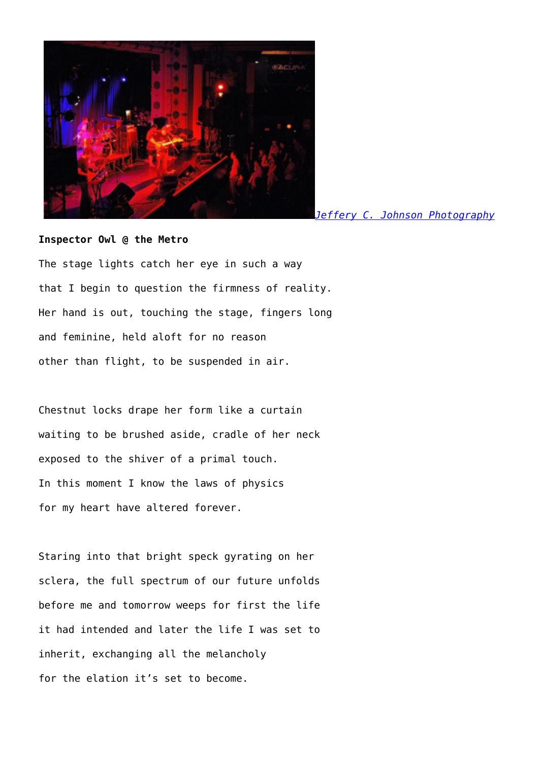*Jeffery C. Johnson Photography*

**Inspector Owl @ the Metro**

The stage lights catch her eye in such a way

that I begin to question the firmness of reality.

Her hand is out, touching the stage, fingers long

and feminine, held aloft for no reason

other than flight, to be suspended in air.

Chestnut locks drape her form like a curtain

waiting to be brushed aside, cradle of her neck

exposed to the shiver of a primal touch.

In this moment I know the laws of physics

for my heart have altered forever.

Staring into that bright speck gyrating on her

sclera, the full spectrum of our future unfolds

before me and tomorrow weeps for first the life

it had intended and later the life I was set to

inherit, exchanging all the melancholy

for the elation it's set to become.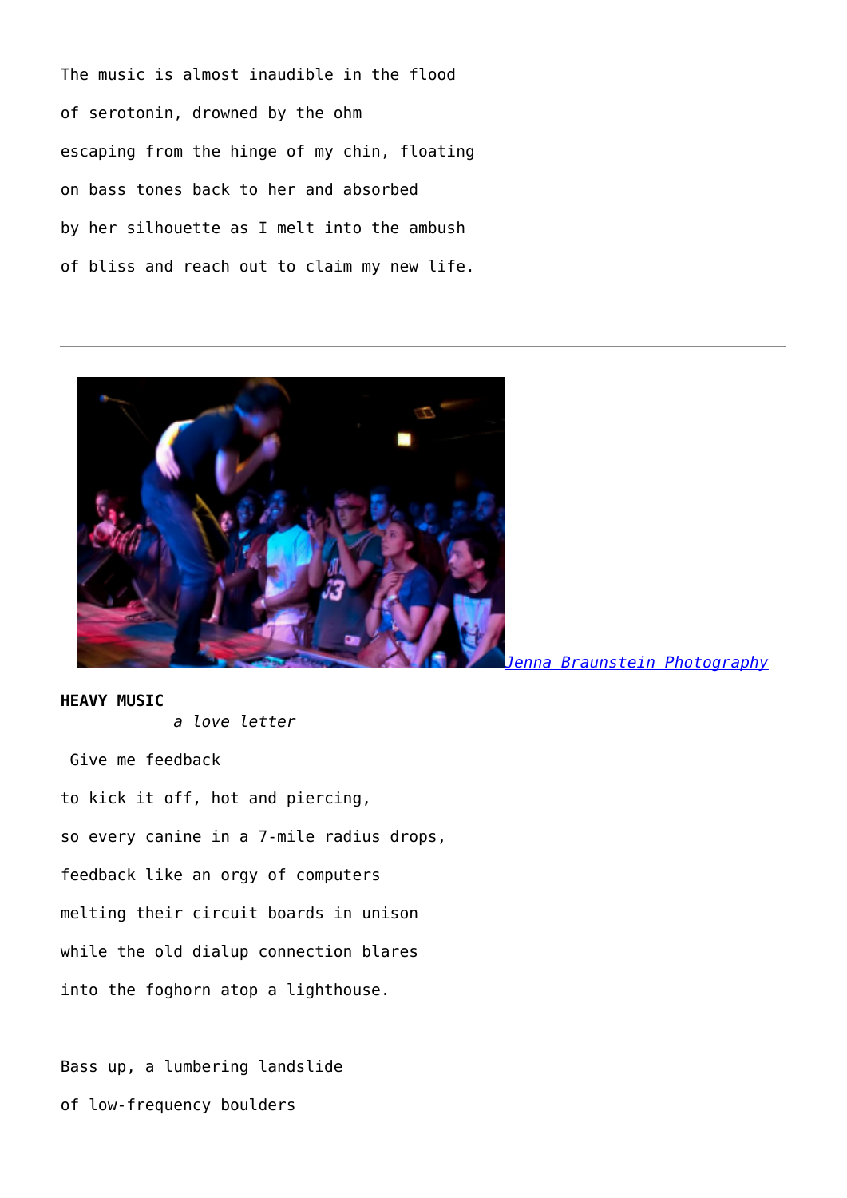The music is almost inaudible in the flood

of serotonin, drowned by the ohm

escaping from the hinge of my chin, floating

on bass tones back to her and absorbed

by her silhouette as I melt into the ambush

of bliss and reach out to claim my new life.

---

*Jenna Braunstein Photography*

**HEAVY MUSIC**

*a love letter*

Give me feedback

to kick it off, hot and piercing,

so every canine in a 7-mile radius drops,

feedback like an orgy of computers

melting their circuit boards in unison

while the old dialup connection blares

into the foghorn atop a lighthouse.

Bass up, a lumbering landslide

of low-frequency boulders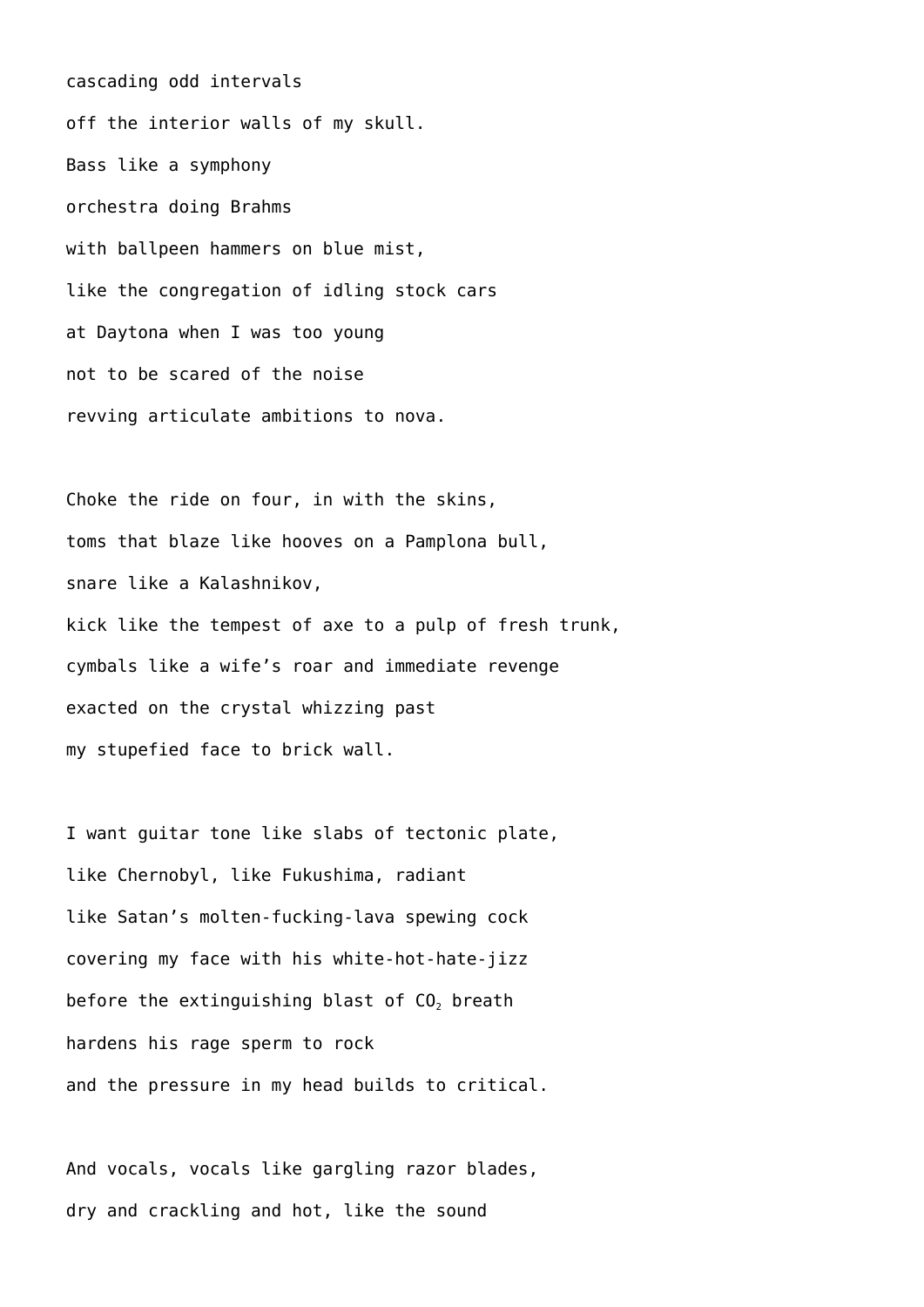cascading odd intervals

off the interior walls of my skull.

Bass like a symphony

orchestra doing Brahms

with ballpeen hammers on blue mist,

like the congregation of idling stock cars

at Daytona when I was too young

not to be scared of the noise

revving articulate ambitions to nova.

Choke the ride on four, in with the skins,

toms that blaze like hooves on a Pamplona bull,

snare like a Kalashnikov,

kick like the tempest of axe to a pulp of fresh trunk,

cymbals like a wife’s roar and immediate revenge

exacted on the crystal whizzing past

my stupefied face to brick wall.

I want guitar tone like slabs of tectonic plate,

like Chernobyl, like Fukushima, radiant

like Satan’s molten-fucking-lava spewing cock

covering my face with his white-hot-hate-jizz

before the extinguishing blast of $CO_2$ breath

hardens his rage sperm to rock

and the pressure in my head builds to critical.

And vocals, vocals like gargling razor blades,

dry and crackling and hot, like the sound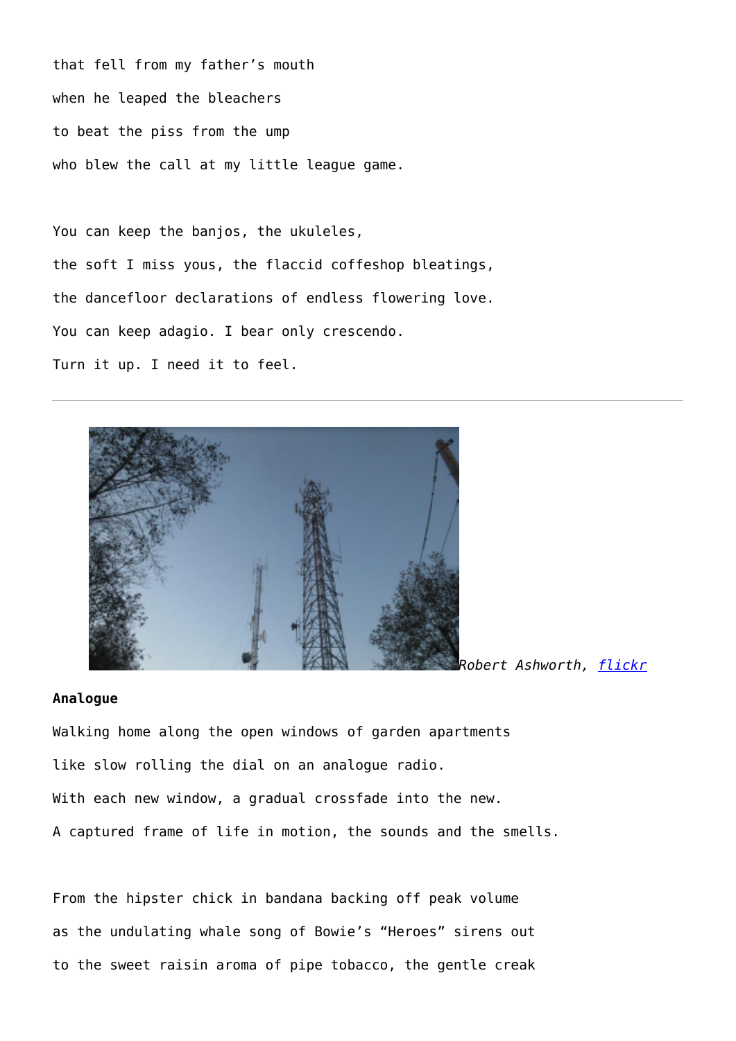that fell from my father's mouth

when he leaped the bleachers

to beat the piss from the ump

who blew the call at my little league game.

You can keep the banjos, the ukuleles,

the soft I miss yous, the flaccid coffeshop bleatings,

the dancefloor declarations of endless flowering love.

You can keep adagio. I bear only crescendo.

Turn it up. I need it to feel.

---

*Robert Ashworth, [flickr]*

**Analogue**

Walking home along the open windows of garden apartments

like slow rolling the dial on an analogue radio.

With each new window, a gradual crossfade into the new.

A captured frame of life in motion, the sounds and the smells.

From the hipster chick in bandana backing off peak volume

as the undulating whale song of Bowie's "Heroes" sirens out

to the sweet raisin aroma of pipe tobacco, the gentle creak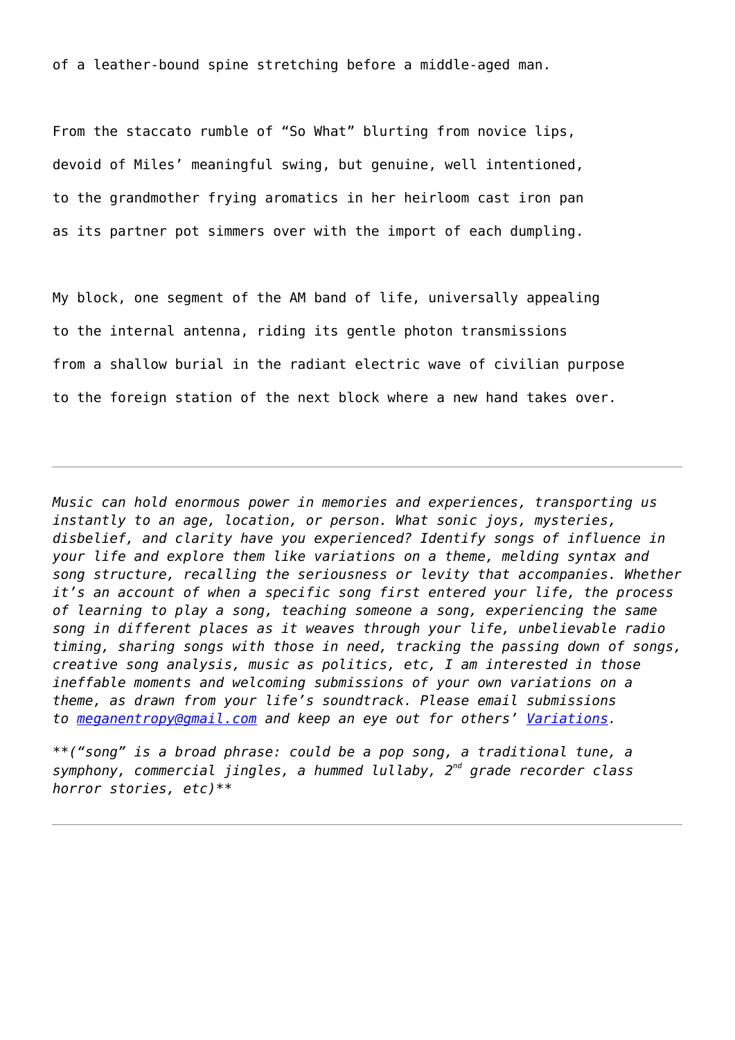of a leather-bound spine stretching before a middle-aged man.

From the staccato rumble of “So What” blurting from novice lips,
devoid of Miles’ meaningful swing, but genuine, well intentioned,
to the grandmother frying aromatics in her heirloom cast iron pan
as its partner pot simmers over with the import of each dumpling.

My block, one segment of the AM band of life, universally appealing
to the internal antenna, riding its gentle photon transmissions
from a shallow burial in the radiant electric wave of civilian purpose
to the foreign station of the next block where a new hand takes over.

---

*Music can hold enormous power in memories and experiences, transporting us instantly to an age, location, or person. What sonic joys, mysteries, disbelief, and clarity have you experienced? Identify songs of influence in your life and explore them like variations on a theme, melding syntax and song structure, recalling the seriousness or levity that accompanies. Whether it’s an account of when a specific song first entered your life, the process of learning to play a song, teaching someone a song, experiencing the same song in different places as it weaves through your life, unbelievable radio timing, sharing songs with those in need, tracking the passing down of songs, creative song analysis, music as politics, etc, I am interested in those ineffable moments and welcoming submissions of your own variations on a theme, as drawn from your life’s soundtrack. Please email submissions to [meganentropy@gmail.com](mailto:meganentropy@gmail.com) and keep an eye out for others’ [Variations](Variations).*

*\*\*(“song” is a broad phrase: could be a pop song, a traditional tune, a symphony, commercial jingles, a hummed lullaby, 2nd grade recorder class horror stories, etc)\*\**

---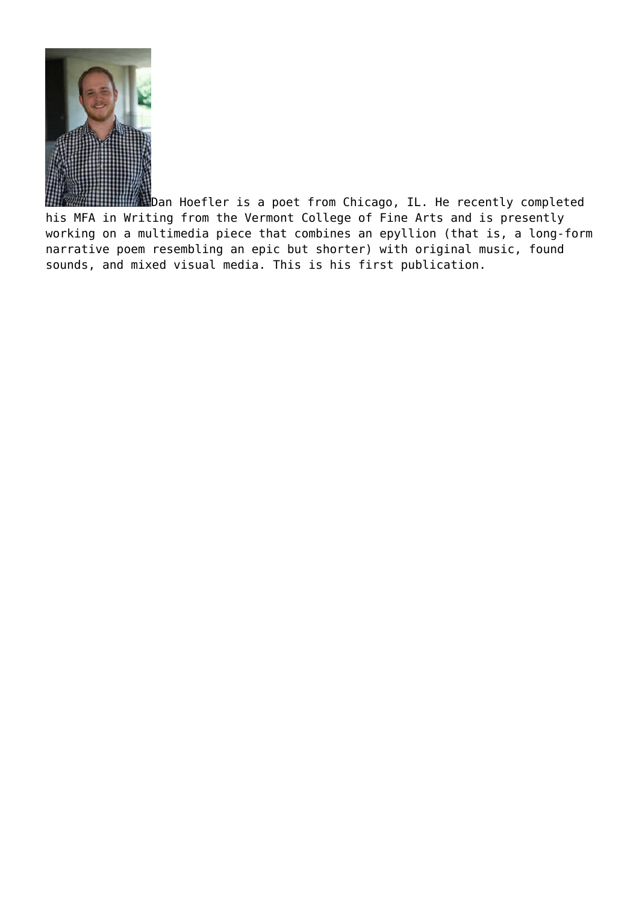Dan Hoefler is a poet from Chicago, IL. He recently completed his MFA in Writing from the Vermont College of Fine Arts and is presently working on a multimedia piece that combines an epyllion (that is, a long-form narrative poem resembling an epic but shorter) with original music, found sounds, and mixed visual media. This is his first publication.